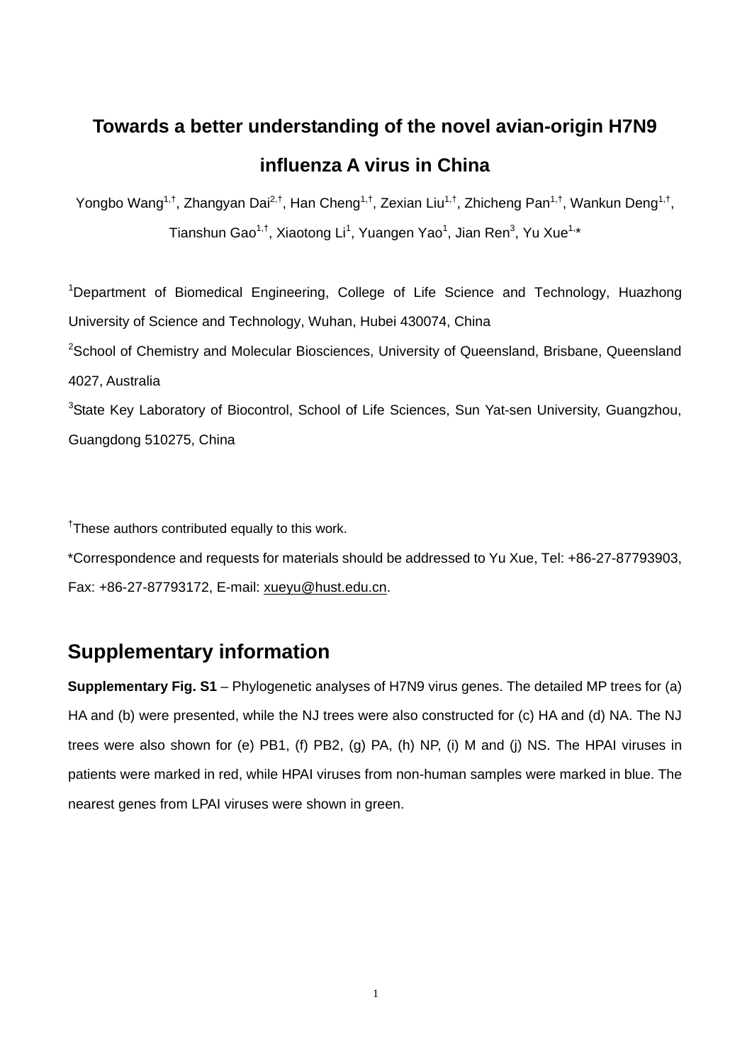# Towards a better understanding of the novel avian-origin H7N9 influenza A virus in China

Yongbo Wang[1,†], Zhangyan Dai[2,†], Han Cheng[1,†], Zexian Liu[1,†], Zhicheng Pan[1,†], Wankun Deng[1,†], Tianshun Gao[1,†], Xiaotong Li[1], Yuangen Yao[1], Jian Ren[3], Yu Xue[1,*]

[1]Department of Biomedical Engineering, College of Life Science and Technology, Huazhong University of Science and Technology, Wuhan, Hubei 430074, China

[2]School of Chemistry and Molecular Biosciences, University of Queensland, Brisbane, Queensland 4027, Australia

[3]State Key Laboratory of Biocontrol, School of Life Sciences, Sun Yat-sen University, Guangzhou, Guangdong 510275, China

[†]These authors contributed equally to this work.

*Correspondence and requests for materials should be addressed to Yu Xue, Tel: +86-27-87793903, Fax: +86-27-87793172, E-mail: xueyu@hust.edu.cn.

## Supplementary information

**Supplementary Fig. S1** – Phylogenetic analyses of H7N9 virus genes. The detailed MP trees for (a) HA and (b) were presented, while the NJ trees were also constructed for (c) HA and (d) NA. The NJ trees were also shown for (e) PB1, (f) PB2, (g) PA, (h) NP, (i) M and (j) NS. The HPAI viruses in patients were marked in red, while HPAI viruses from non-human samples were marked in blue. The nearest genes from LPAI viruses were shown in green.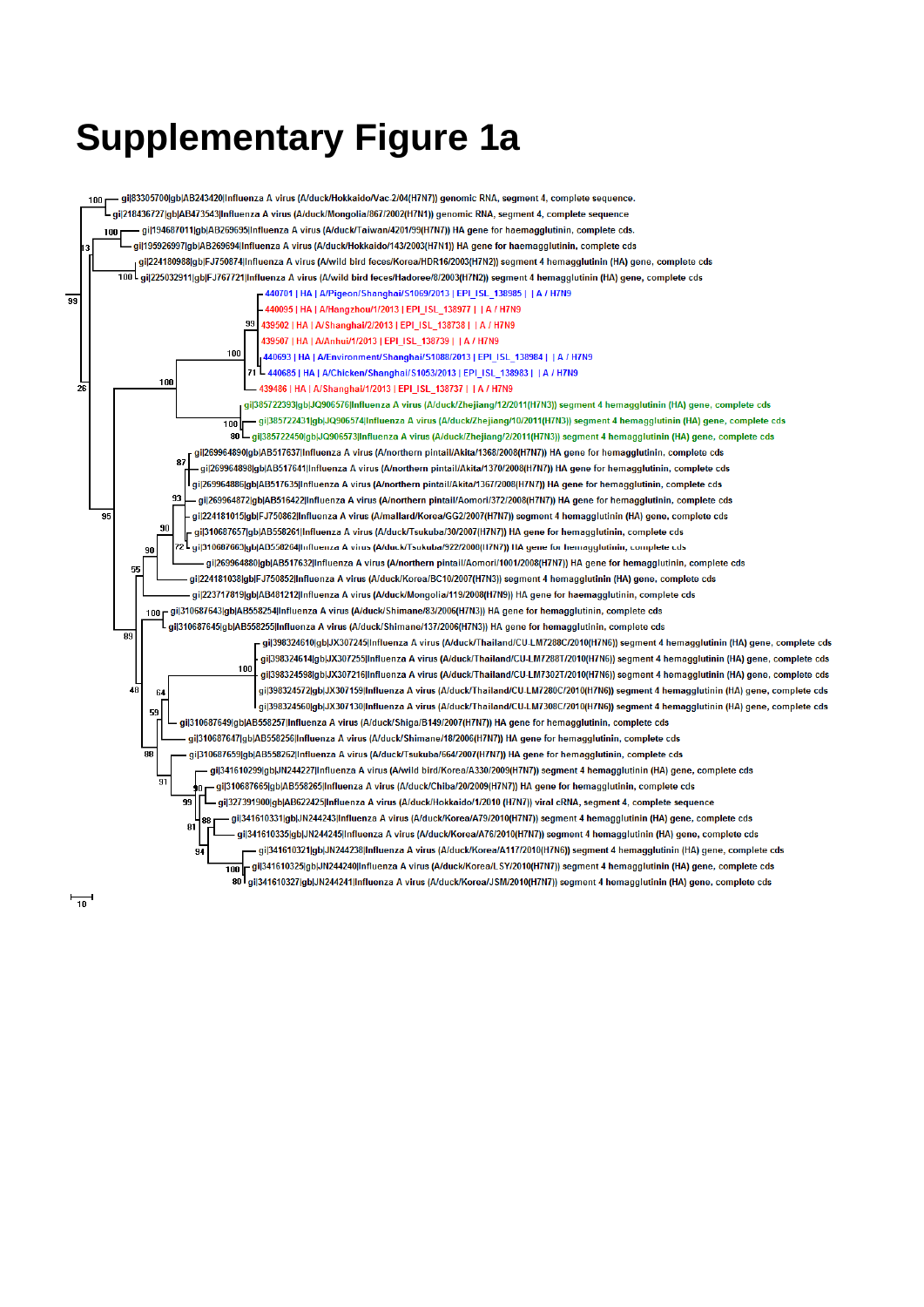# Supplementary Figure 1a

gi|83305700|gb|AB243420|Influenza A virus (A/duck/Hokkaido/Vac-2/04(H7N7)) genomic RNA, segment 4, complete sequence.

gi|218436727|gb|AB473543|Influenza A virus (A/duck/Mongolia/867/2002(H7N1)) genomic RNA, segment 4, complete sequence

gi|194687011|gb|AB269695|Influenza A virus (A/duck/Taiwan/4201/99(H7N7)) HA gene for haemagglutinin, complete cds.

gi|195926997|gb|AB269694|Influenza A virus (A/duck/Hokkaido/143/2003(H7N1)) HA gene for haemagglutinin, complete cds

gi|224180988|gb|FJ750874|Influenza A virus (A/wild bird feces/Korea/HDR16/2003(H7N2)) segment 4 hemagglutinin (HA) gene, complete cds

gi|225032911|gb|FJ767721|Influenza A virus (A/wild bird feces/Hadoree/8/2003(H7N2)) segment 4 hemagglutinin (HA) gene, complete cds

440701 | HA | A/Pigeon/Shanghai/S1069/2013 | EPI_ISL_138985 | | A / H7N9

440095 | HA | A/Hangzhou/1/2013 | EPI_ISL_138977 | | A / H7N9

439502 | HA | A/Shanghai/2/2013 | EPI_ISL_138738 | | A / H7N9

439507 | HA | A/Anhui/1/2013 | EPI_ISL_138739 | | A / H7N9

440693 | HA | A/Environment/Shanghai/S1088/2013 | EPI_ISL_138984 | | A / H7N9

440685 | HA | A/Chicken/Shanghai/S1053/2013 | EPI_ISL_138983 | | A / H7N9

439486 | HA | A/Shanghai/1/2013 | EPI_ISL_138737 | | A / H7N9

gi|385722393|gb|JQ906576|Influenza A virus (A/duck/Zhejiang/12/2011(H7N3)) segment 4 hemagglutinin (HA) gene, complete cds

gi|385722431|gb|JQ906574|Influenza A virus (A/duck/Zhejiang/10/2011(H7N3)) segment 4 hemagglutinin (HA) gene, complete cds

gi|385722450|gb|JQ906573|Influenza A virus (A/duck/Zhejiang/2/2011(H7N3)) segment 4 hemagglutinin (HA) gene, complete cds

gi|269964890|gb|AB517637|Influenza A virus (A/northern pintail/Akita/1368/2008(H7N7)) HA gene for hemagglutinin, complete cds

gi|269964898|gb|AB517641|Influenza A virus (A/northern pintail/Akita/1370/2008(H7N7)) HA gene for hemagglutinin, complete cds

gi|269964886|gb|AB517635|Influenza A virus (A/northern pintail/Akita/1367/2008(H7N7)) HA gene for hemagglutinin, complete cds

gi|269964872|gb|AB516422|Influenza A virus (A/northern pintail/Aomori/372/2008(H7N7)) HA gene for hemagglutinin, complete cds

gi|224181015|gb|FJ750862|Influenza A virus (A/mallard/Korea/GG2/2007(H7N7)) segment 4 hemagglutinin (HA) gene, complete cds

gi|310687657|gb|AB558261|Influenza A virus (A/duck/Tsukuba/30/2007(H7N7)) HA gene for hemagglutinin, complete cds

gi|310687663|gb|AB558264|Influenza A virus (A/duck/Tsukuba/922/2008(H7N7)) HA gene for hemagglutinin, complete cds

gi|269964880|gb|AB517632|Influenza A virus (A/northern pintail/Aomori/1001/2008(H7N7)) HA gene for hemagglutinin, complete cds

gi|224181038|gb|FJ750852|Influenza A virus (A/duck/Korea/BC10/2007(H7N3)) segment 4 hemagglutinin (HA) gene, complete cds

gi|223717819|gb|AB481212|Influenza A virus (A/duck/Mongolia/119/2008(H7N9)) HA gene for haemagglutinin, complete cds

gi|310687643|gb|AB558254|Influenza A virus (A/duck/Shimane/83/2006(H7N3)) HA gene for hemagglutinin, complete cds

gi|310687645|gb|AB558255|Influenza A virus (A/duck/Shimane/137/2006(H7N3)) HA gene for hemagglutinin, complete cds

gi|398324610|gb|JX307245|Influenza A virus (A/duck/Thailand/CU-LM7288C/2010(H7N6)) segment 4 hemagglutinin (HA) gene, complete cds

gi|398324614|gb|JX307255|Influenza A virus (A/duck/Thailand/CU-LM7288T/2010(H7N6)) segment 4 hemagglutinin (HA) gene, complete cds

gi|398324598|gb|JX307216|Influenza A virus (A/duck/Thailand/CU-LM7302T/2010(H7N6)) segment 4 hemagglutinin (HA) gene, complete cds

gi|398324572|gb|JX307159|Influenza A virus (A/duck/Thailand/CU-LM7280C/2010(H7N6)) segment 4 hemagglutinin (HA) gene, complete cds

gi|398324560|gb|JX307130|Influenza A virus (A/duck/Thailand/CU-LM7308C/2010(H7N6)) segment 4 hemagglutinin (HA) gene, complete cds

gi|310687649|gb|AB558257|Influenza A virus (A/duck/Shiga/B149/2007(H7N7)) HA gene for hemagglutinin, complete cds

gi|310687647|gb|AB558256|Influenza A virus (A/duck/Shimane/18/2006(H7N7)) HA gene for hemagglutinin, complete cds

gi|310687659|gb|AB558262|Influenza A virus (A/duck/Tsukuba/664/2007(H7N7)) HA gene for hemagglutinin, complete cds

gi|341610299|gb|JN244227|Influenza A virus (A/wild bird/Korea/A330/2009(H7N7)) segment 4 hemagglutinin (HA) gene, complete cds

gi|310687665|gb|AB558265|Influenza A virus (A/duck/Chiba/20/2009(H7N7)) HA gene for hemagglutinin, complete cds

gi|327391900|gb|AB622425|Influenza A virus (A/duck/Hokkaido/1/2010 (H7N7)) viral cRNA, segment 4, complete sequence

gi|341610331|gb|JN244243|Influenza A virus (A/duck/Korea/A79/2010(H7N7)) segment 4 hemagglutinin (HA) gene, complete cds

gi|341610335|gb|JN244245|Influenza A virus (A/duck/Korea/A76/2010(H7N7)) segment 4 hemagglutinin (HA) gene, complete cds

gi|341610321|gb|JN244238|Influenza A virus (A/duck/Korea/A117/2010(H7N6)) segment 4 hemagglutinin (HA) gene, complete cds

gi|341610325|gb|JN244240|Influenza A virus (A/duck/Korea/LSY/2010(H7N7)) segment 4 hemagglutinin (HA) gene, complete cds

gi|341610327|gb|JN244241|Influenza A virus (A/duck/Korea/JSM/2010(H7N7)) segment 4 hemagglutinin (HA) gene, complete cds

10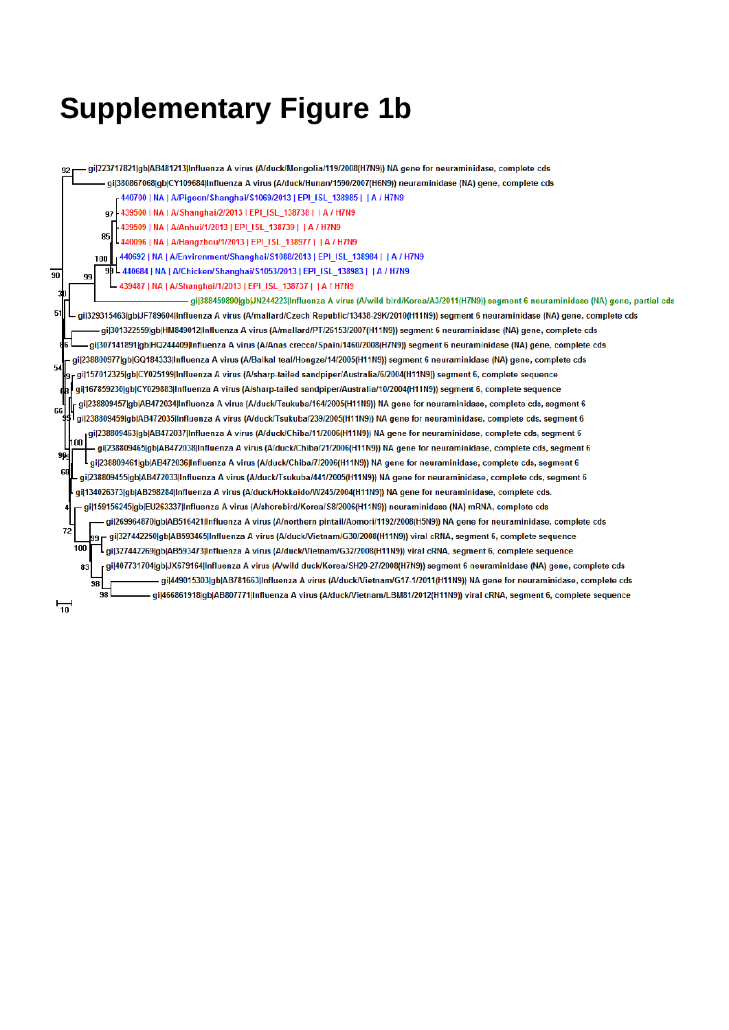# Supplementary Figure 1b

gi|223717821|gb|AB481213|Influenza A virus (A/duck/Mongolia/119/2008(H7N9)) NA gene for neuraminidase, complete cds

gi|380867068|gb|CY109684|Influenza A virus (A/duck/Hunan/1590/2007(H6N9)) neuraminidase (NA) gene, complete cds

440700 | NA | A/Pigeon/Shanghai/S1069/2013 | EPI_ISL_138985 | | A / H7N9

439500 | NA | A/Shanghai/2/2013 | EPI_ISL_138738 | | A / H7N9

439509 | NA | A/Anhui/1/2013 | EPI_ISL_138739 | | A / H7N9

440096 | NA | A/Hangzhou/1/2013 | EPI_ISL_138977 | | A / H7N9

440692 | NA | A/Environment/Shanghai/S1088/2013 | EPI_ISL_138984 | | A / H7N9

440684 | NA | A/Chicken/Shanghai/S1053/2013 | EPI_ISL_138983 | | A / H7N9

439487 | NA | A/Shanghai/1/2013 | EPI_ISL_138737 | | A / H7N9

gi|388459890|gb|JN244223|Influenza A virus (A/wild bird/Korea/A3/2011(H7N9)) segment 6 neuraminidase (NA) gene, partial cds

gi|329315463|gb|JF789604|Influenza A virus (A/mallard/Czech Republic/13438-29K/2010(H11N9)) segment 6 neuraminidase (NA) gene, complete cds

gi|301322559|gb|HM849012|Influenza A virus (A/mallard/PT/26153/2007(H11N9)) segment 6 neuraminidase (NA) gene, complete cds

gi|307141891|gb|HQ244409|Influenza A virus (A/Anas crecca/Spain/1460/2008(H7N9)) segment 6 neuraminidase (NA) gene, complete cds

gi|238800977|gb|GQ184333|Influenza A virus (A/Baikal teal/Hongze/14/2005(H11N9)) segment 6 neuraminidase (NA) gene, complete cds

gi|157012325|gb|CY025199|Influenza A virus (A/sharp-tailed sandpiper/Australia/6/2004(H11N9)) segment 6, complete sequence

gi|167859230|gb|CY029883|Influenza A virus (A/sharp-tailed sandpiper/Australia/10/2004(H11N9)) segment 6, complete sequence

gi|238809457|gb|AB472034|Influenza A virus (A/duck/Tsukuba/164/2005(H11N9)) NA gene for neuraminidase, complete cds, segment 6

gi|238809459|gb|AB472035|Influenza A virus (A/duck/Tsukuba/239/2005(H11N9)) NA gene for neuraminidase, complete cds, segment 6

gi|238809463|gb|AB472037|Influenza A virus (A/duck/Chiba/11/2006(H11N9)) NA gene for neuraminidase, complete cds, segment 6

gi|238809465|gb|AB472038|Influenza A virus (A/duck/Chiba/21/2006(H11N9)) NA gene for neuraminidase, complete cds, segment 6

gi|238809461|gb|AB472036|Influenza A virus (A/duck/Chiba/7/2006(H11N9)) NA gene for neuraminidase, complete cds, segment 6

gi|238809455|gb|AB472033|Influenza A virus (A/duck/Tsukuba/441/2005(H11N9)) NA gene for neuraminidase, complete cds, segment 6

gi|134026373|gb|AB298284|Influenza A virus (A/duck/Hokkaido/W245/2004(H11N9)) NA gene for neuraminidase, complete cds.

gi|159156245|gb|EU263337|Influenza A virus (A/shorebird/Korea/S8/2006(H11N9)) neuraminidase (NA) mRNA, complete cds

gi|269964870|gb|AB516421|Influenza A virus (A/northern pintail/Aomori/1192/2008(H5N9)) NA gene for neuraminidase, complete cds

gi|327442250|gb|AB593465|Influenza A virus (A/duck/Vietnam/G30/2008(H11N9)) viral cRNA, segment 6, complete sequence

gi|327442269|gb|AB593473|Influenza A virus (A/duck/Vietnam/G32/2008(H11N9)) viral cRNA, segment 6, complete sequence

gi|407731704|gb|JX679164|Influenza A virus (A/wild duck/Korea/SH20-27/2008(H7N9)) segment 6 neuraminidase (NA) gene, complete cds

gi|449015303|gb|AB781663|Influenza A virus (A/duck/Vietnam/G17-1/2011(H11N9)) NA gene for neuraminidase, complete cds

gi|466861918|gb|AB807771|Influenza A virus (A/duck/Vietnam/LBM81/2012(H11N9)) viral cRNA, segment 6, complete sequence

10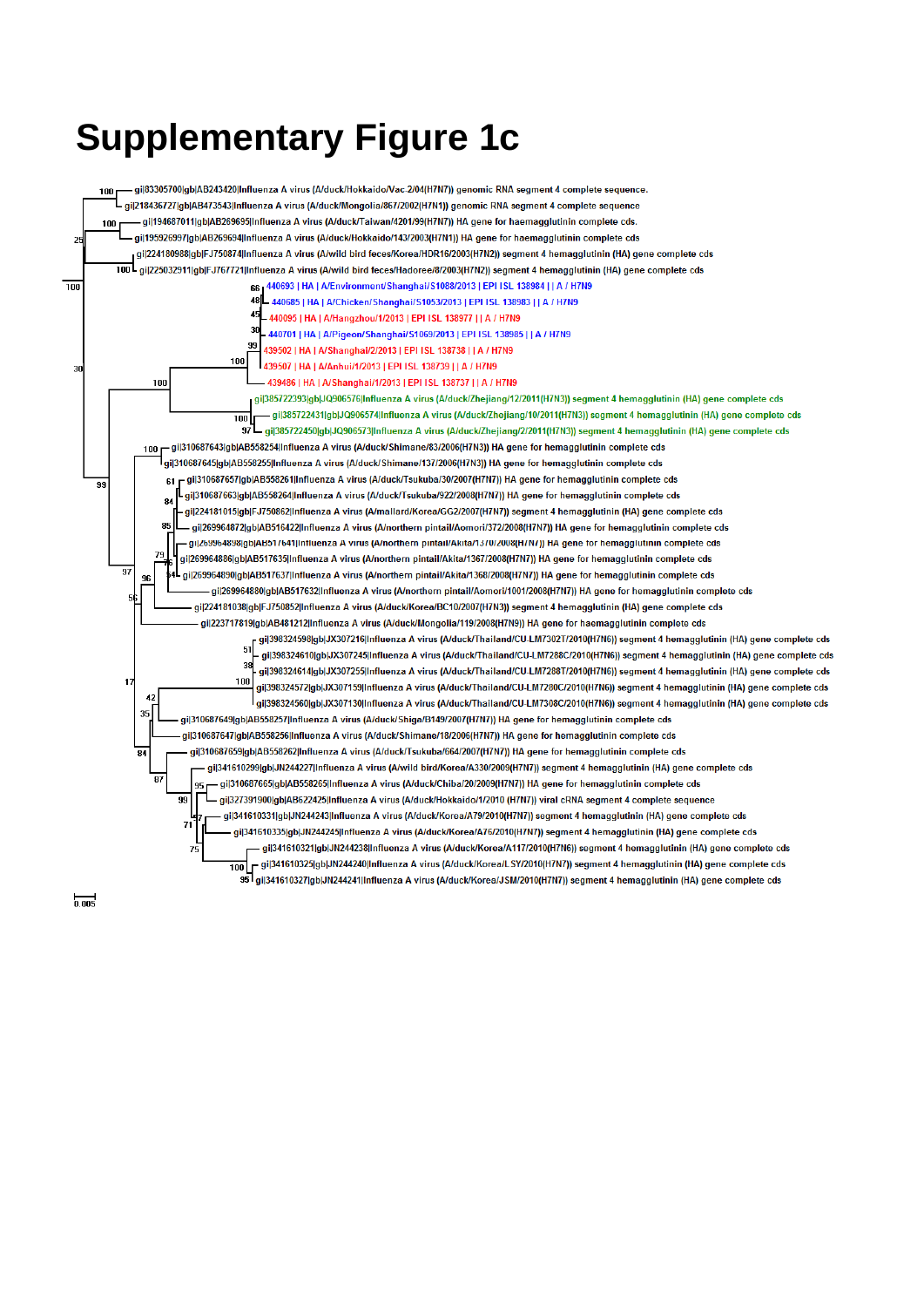# Supplementary Figure 1c

- gi|83305700|gb|AB243420|Influenza A virus (A/duck/Hokkaido/Vac-2/04(H7N7)) genomic RNA segment 4 complete sequence.
- gi|218436727|gb|AB473543|Influenza A virus (A/duck/Mongolia/867/2002(H7N1)) genomic RNA segment 4 complete sequence
- gi|194687011|gb|AB269695|Influenza A virus (A/duck/Taiwan/4201/99(H7N7)) HA gene for haemagglutinin complete cds.
- gi|195926997|gb|AB269694|Influenza A virus (A/duck/Hokkaido/143/2003(H7N1)) HA gene for haemagglutinin complete cds
- gi|224180988|gb|FJ750874|Influenza A virus (A/wild bird feces/Korea/HDR16/2003(H7N2)) segment 4 hemagglutinin (HA) gene complete cds
- gi|225032911|gb|FJ767721|Influenza A virus (A/wild bird feces/Hadoree/8/2003(H7N2)) segment 4 hemagglutinin (HA) gene complete cds
- 440693 | HA | A/Environment/Shanghai/S1088/2013 | EPI ISL 138984 | | A / H7N9
- 440685 | HA | A/Chicken/Shanghai/S1053/2013 | EPI ISL 138983 | | A / H7N9
- 440095 | HA | A/Hangzhou/1/2013 | EPI ISL 138977 | | A / H7N9
- 440701 | HA | A/Pigeon/Shanghai/S1069/2013 | EPI ISL 138985 | | A / H7N9
- 439502 | HA | A/Shanghai/2/2013 | EPI ISL 138738 | | A / H7N9
- 439507 | HA | A/Anhui/1/2013 | EPI ISL 138739 | | A / H7N9
- 439486 | HA | A/Shanghai/1/2013 | EPI ISL 138737 | | A / H7N9
- gi|385722393|gb|JQ906576|Influenza A virus (A/duck/Zhejiang/12/2011(H7N3)) segment 4 hemagglutinin (HA) gene complete cds
- gi|385722431|gb|JQ906574|Influenza A virus (A/duck/Zhejiang/10/2011(H7N3)) segment 4 hemagglutinin (HA) gene complete cds
- gi|385722450|gb|JQ906573|Influenza A virus (A/duck/Zhejiang/2/2011(H7N3)) segment 4 hemagglutinin (HA) gene complete cds
- gi|310687643|gb|AB558254|Influenza A virus (A/duck/Shimane/83/2006(H7N3)) HA gene for hemagglutinin complete cds
- gi|310687645|gb|AB558255|Influenza A virus (A/duck/Shimane/137/2006(H7N3)) HA gene for hemagglutinin complete cds
- gi|310687657|gb|AB558261|Influenza A virus (A/duck/Tsukuba/30/2007(H7N7)) HA gene for hemagglutinin complete cds
- gi|310687663|gb|AB558264|Influenza A virus (A/duck/Tsukuba/922/2008(H7N7)) HA gene for hemagglutinin complete cds
- gi|224181015|gb|FJ750862|Influenza A virus (A/mallard/Korea/GG2/2007(H7N7)) segment 4 hemagglutinin (HA) gene complete cds
- gi|269964872|gb|AB516422|Influenza A virus (A/northern pintail/Aomori/372/2008(H7N7)) HA gene for hemagglutinin complete cds
- gi|269964898|gb|AB517641|Influenza A virus (A/northern pintail/Akita/1370/2008(H7N7)) HA gene for hemagglutinin complete cds
- gi|269964886|gb|AB517635|Influenza A virus (A/northern pintail/Akita/1367/2008(H7N7)) HA gene for hemagglutinin complete cds
- gi|269964890|gb|AB517637|Influenza A virus (A/northern pintail/Akita/1368/2008(H7N7)) HA gene for hemagglutinin complete cds
- gi|269964880|gb|AB517632|Influenza A virus (A/northern pintail/Aomori/1001/2008(H7N7)) HA gene for hemagglutinin complete cds
- gi|224181038|gb|FJ750852|Influenza A virus (A/duck/Korea/BC10/2007(H7N3)) segment 4 hemagglutinin (HA) gene complete cds
- gi|223717819|gb|AB481212|Influenza A virus (A/duck/Mongolia/119/2008(H7N9)) HA gene for haemagglutinin complete cds
- gi|398324598|gb|JX307216|Influenza A virus (A/duck/Thailand/CU-LM7302T/2010(H7N6)) segment 4 hemagglutinin (HA) gene complete cds
- gi|398324610|gb|JX307245|Influenza A virus (A/duck/Thailand/CU-LM7288C/2010(H7N6)) segment 4 hemagglutinin (HA) gene complete cds
- gi|398324614|gb|JX307255|Influenza A virus (A/duck/Thailand/CU-LM7288T/2010(H7N6)) segment 4 hemagglutinin (HA) gene complete cds
- gi|398324572|gb|JX307159|Influenza A virus (A/duck/Thailand/CU-LM7280C/2010(H7N6)) segment 4 hemagglutinin (HA) gene complete cds
- gi|398324560|gb|JX307130|Influenza A virus (A/duck/Thailand/CU-LM7308C/2010(H7N6)) segment 4 hemagglutinin (HA) gene complete cds
- gi|310687649|gb|AB558257|Influenza A virus (A/duck/Shiga/B149/2007(H7N7)) HA gene for hemagglutinin complete cds
- gi|310687647|gb|AB558256|Influenza A virus (A/duck/Shimane/18/2006(H7N7)) HA gene for hemagglutinin complete cds
- gi|310687659|gb|AB558262|Influenza A virus (A/duck/Tsukuba/664/2007(H7N7)) HA gene for hemagglutinin complete cds
- gi|341610299|gb|JN244227|Influenza A virus (A/wild bird/Korea/A330/2009(H7N7)) segment 4 hemagglutinin (HA) gene complete cds
- gi|310687665|gb|AB558265|Influenza A virus (A/duck/Chiba/20/2009(H7N7)) HA gene for hemagglutinin complete cds
- gi|327391900|gb|AB622425|Influenza A virus (A/duck/Hokkaido/1/2010 (H7N7)) viral cRNA segment 4 complete sequence
- gi|341610331|gb|JN244243|Influenza A virus (A/duck/Korea/A79/2010(H7N7)) segment 4 hemagglutinin (HA) gene complete cds
- gi|341610335|gb|JN244245|Influenza A virus (A/duck/Korea/A76/2010(H7N7)) segment 4 hemagglutinin (HA) gene complete cds
- gi|341610321|gb|JN244238|Influenza A virus (A/duck/Korea/A117/2010(H7N6)) segment 4 hemagglutinin (HA) gene complete cds
- gi|341610325|gb|JN244240|Influenza A virus (A/duck/Korea/LSY/2010(H7N7)) segment 4 hemagglutinin (HA) gene complete cds
- gi|341610327|gb|JN244241|Influenza A virus (A/duck/Korea/JSM/2010(H7N7)) segment 4 hemagglutinin (HA) gene complete cds

0.005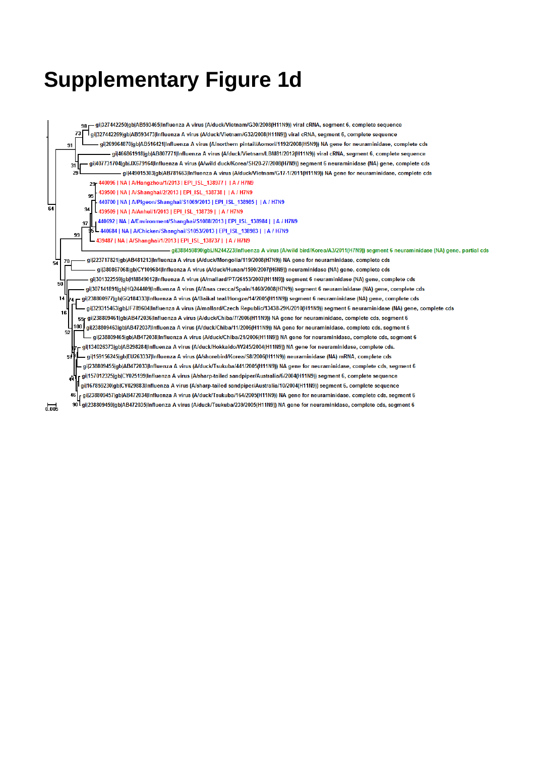# Supplementary Figure 1d

98 gi|327442250|gb|AB593465|Influenza A virus (A/duck/Vietnam/G30/2008(H11N9)) viral cRNA, segment 6, complete sequence
73 gi|327442269|gb|AB593473|Influenza A virus (A/duck/Vietnam/G32/2008(H11N9)) viral cRNA, segment 6, complete sequence
91 gi|269964870|gb|AB516421|Influenza A virus (A/northern pintail/Aomori/1192/2008(H5N9)) NA gene for neuraminidase, complete cds
gi|466861918|gb|AB807771|Influenza A virus (A/duck/Vietnam/LBM81/2012(H11N9)) viral cRNA, segment 6, complete sequence
31 gi|407731704|gb|JX679164|Influenza A virus (A/wild duck/Korea/SH20-27/2008(H7N9)) segment 6 neuraminidase (NA) gene, complete cds
29 gi|449015303|gb|AB781663|Influenza A virus (A/duck/Vietnam/G17-1/2011(H11N9)) NA gene for neuraminidase, complete cds
64
29 440096 | NA | A/Hangzhou/1/2013 | EPI_ISL_138977 | | A / H7N9
95 439500 | NA | A/Shanghai/2/2013 | EPI_ISL_138738 | | A / H7N9
440700 | NA | A/Pigeon/Shanghai/S1069/2013 | EPI_ISL_138985 | | A / H7N9
94 439509 | NA | A/Anhui/1/2013 | EPI_ISL_138739 | | A / H7N9
97 440692 | NA | A/Environment/Shanghai/S1088/2013 | EPI_ISL_138984 | | A / H7N9
95 440684 | NA | A/Chicken/Shanghai/S1053/2013 | EPI_ISL_138983 | | A / H7N9
99 439487 | NA | A/Shanghai/1/2013 | EPI_ISL_138737 | | A / H7N9
gi|388459890|gb|JN244223|Influenza A virus (A/wild bird/Korea/A3/2011(H7N9)) segment 6 neuraminidase (NA) gene, partial cds
54 70 gi|223717821|gb|AB481213|Influenza A virus (A/duck/Mongolia/119/2008(H7N9)) NA gene for neuraminidase, complete cds
gi|380867068|gb|CY109684|Influenza A virus (A/duck/Hunan/1590/2007(H6N9)) neuraminidase (NA) gene, complete cds
50 gi|301322559|gb|HM849012|Influenza A virus (A/mallard/PT/26153/2007(H11N9)) segment 6 neuraminidase (NA) gene, complete cds
gi|307141891|gb|HQ244409|Influenza A virus (A/Anas crecca/Spain/1460/2008(H7N9)) segment 6 neuraminidase (NA) gene, complete cds
14 74 gi|238800977|gb|GQ184333|Influenza A virus (A/Baikal teal/Hongze/14/2005(H11N9)) segment 6 neuraminidase (NA) gene, complete cds
16 gi|329315463|gb|JF789604|Influenza A virus (A/mallard/Czech Republic/13438-29K/2010(H11N9)) segment 6 neuraminidase (NA) gene, complete cds
55 gi|238809461|gb|AB472036|Influenza A virus (A/duck/Chiba/7/2006(H11N9)) NA gene for neuraminidase, complete cds, segment 6
100 gi|238809463|gb|AB472037|Influenza A virus (A/duck/Chiba/11/2006(H11N9)) NA gene for neuraminidase, complete cds, segment 6
52 gi|238809465|gb|AB472038|Influenza A virus (A/duck/Chiba/21/2006(H11N9)) NA gene for neuraminidase, complete cds, segment 6
57 gi|134026373|gb|AB298284|Influenza A virus (A/duck/Hokkaido/W245/2004(H11N9)) NA gene for neuraminidase, complete cds.
57 gi|159156245|gb|EU263337|Influenza A virus (A/shorebird/Korea/S8/2006(H11N9)) neuraminidase (NA) mRNA, complete cds
gi|238809455|gb|AB472033|Influenza A virus (A/duck/Tsukuba/441/2005(H11N9)) NA gene for neuraminidase, complete cds, segment 6
49 gi|157012325|gb|CY025199|Influenza A virus (A/sharp-tailed sandpiper/Australia/6/2004(H11N9)) segment 6, complete sequence
gi|167859230|gb|CY029883|Influenza A virus (A/sharp-tailed sandpiper/Australia/10/2004(H11N9)) segment 6, complete sequence
46 gi|238809457|gb|AB472034|Influenza A virus (A/duck/Tsukuba/164/2005(H11N9)) NA gene for neuraminidase, complete cds, segment 6
90 gi|238809459|gb|AB472035|Influenza A virus (A/duck/Tsukuba/239/2005(H11N9)) NA gene for neuraminidase, complete cds, segment 6

0.005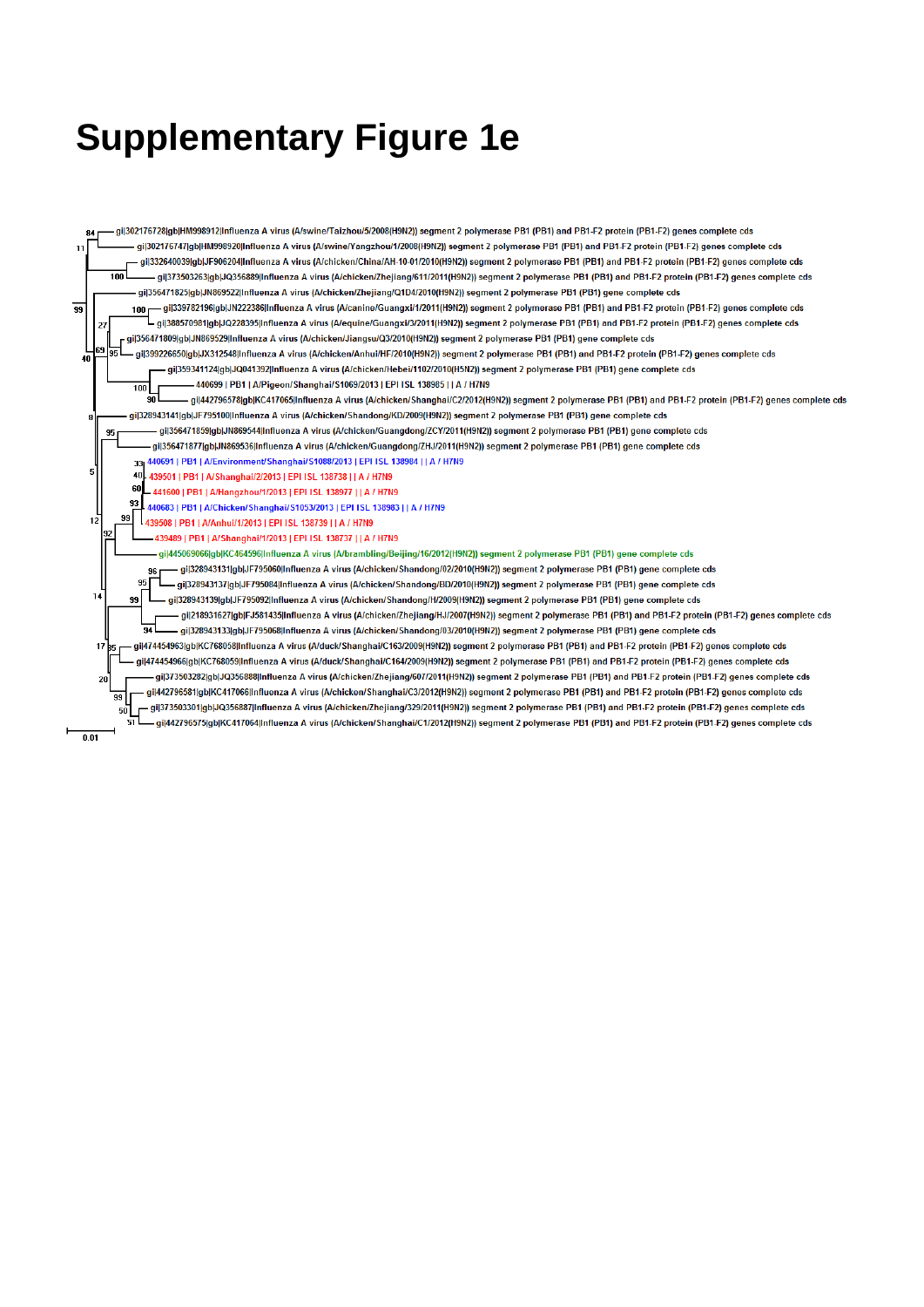# Supplementary Figure 1e

gi|302176728|gb|HM998912|Influenza A virus (A/swine/Taizhou/5/2008(H9N2)) segment 2 polymerase PB1 (PB1) and PB1-F2 protein (PB1-F2) genes complete cds

gi|302176747|gb|HM998920|Influenza A virus (A/swine/Yangzhou/1/2008(H9N2)) segment 2 polymerase PB1 (PB1) and PB1-F2 protein (PB1-F2) genes complete cds

gi|332640039|gb|JF906204|Influenza A virus (A/chicken/China/AH-10-01/2010(H9N2)) segment 2 polymerase PB1 (PB1) and PB1-F2 protein (PB1-F2) genes complete cds

gi|373503263|gb|JQ356889|Influenza A virus (A/chicken/Zhejiang/611/2011(H9N2)) segment 2 polymerase PB1 (PB1) and PB1-F2 protein (PB1-F2) genes complete cds

gi|356471825|gb|JN869522|Influenza A virus (A/chicken/Zhejiang/Q1D4/2010(H9N2)) segment 2 polymerase PB1 (PB1) gene complete cds

gi|339782196|gb|JN222386|Influenza A virus (A/canine/Guangxi/1/2011(H9N2)) segment 2 polymerase PB1 (PB1) and PB1-F2 protein (PB1-F2) genes complete cds

gi|388570981|gb|JQ228395|Influenza A virus (A/equine/Guangxi/3/2011(H9N2)) segment 2 polymerase PB1 (PB1) and PB1-F2 protein (PB1-F2) genes complete cds

gi|356471809|gb|JN869529|Influenza A virus (A/chicken/Jiangsu/Q3/2010(H9N2)) segment 2 polymerase PB1 (PB1) gene complete cds

gi|399226650|gb|JX312548|Influenza A virus (A/chicken/Anhui/HF/2010(H9N2)) segment 2 polymerase PB1 (PB1) and PB1-F2 protein (PB1-F2) genes complete cds

gi|359341124|gb|JQ041392|Influenza A virus (A/chicken/Hebei/1102/2010(H5N2)) segment 2 polymerase PB1 (PB1) gene complete cds

440699 | PB1 | A/Pigeon/Shanghai/S1069/2013 | EPI ISL 138985 | | A / H7N9

gi|442796578|gb|KC417065|Influenza A virus (A/chicken/Shanghai/C2/2012(H9N2)) segment 2 polymerase PB1 (PB1) and PB1-F2 protein (PB1-F2) genes complete cds

gi|328943141|gb|JF795100|Influenza A virus (A/chicken/Shandong/KD/2009(H9N2)) segment 2 polymerase PB1 (PB1) gene complete cds

gi|356471859|gb|JN869544|Influenza A virus (A/chicken/Guangdong/ZCY/2011(H9N2)) segment 2 polymerase PB1 (PB1) gene complete cds

gi|356471877|gb|JN869536|Influenza A virus (A/chicken/Guangdong/ZHJ/2011(H9N2)) segment 2 polymerase PB1 (PB1) gene complete cds

440691 | PB1 | A/Environment/Shanghai/S1088/2013 | EPI ISL 138984 | | A / H7N9

439501 | PB1 | A/Shanghai/2/2013 | EPI ISL 138738 | | A / H7N9

441600 | PB1 | A/Hangzhou/1/2013 | EPI ISL 138977 | | A / H7N9

440683 | PB1 | A/Chicken/Shanghai/S1053/2013 | EPI ISL 138983 | | A / H7N9

439508 | PB1 | A/Anhui/1/2013 | EPI ISL 138739 | | A / H7N9

439489 | PB1 | A/Shanghai/1/2013 | EPI ISL 138737 | | A / H7N9

gi|445069066|gb|KC464596|Influenza A virus (A/brambling/Beijing/16/2012(H9N2)) segment 2 polymerase PB1 (PB1) gene complete cds

gi|328943131|gb|JF795060|Influenza A virus (A/chicken/Shandong/02/2010(H9N2)) segment 2 polymerase PB1 (PB1) gene complete cds

gi|328943137|gb|JF795084|Influenza A virus (A/chicken/Shandong/BD/2010(H9N2)) segment 2 polymerase PB1 (PB1) gene complete cds

gi|328943139|gb|JF795092|Influenza A virus (A/chicken/Shandong/H/2009(H9N2)) segment 2 polymerase PB1 (PB1) gene complete cds

gi|218931627|gb|FJ581435|Influenza A virus (A/chicken/Zhejiang/HJ/2007(H9N2)) segment 2 polymerase PB1 (PB1) and PB1-F2 protein (PB1-F2) genes complete cds

gi|328943133|gb|JF795068|Influenza A virus (A/chicken/Shandong/03/2010(H9N2)) segment 2 polymerase PB1 (PB1) gene complete cds

gi|474454963|gb|KC768058|Influenza A virus (A/duck/Shanghai/C163/2009(H9N2)) segment 2 polymerase PB1 (PB1) and PB1-F2 protein (PB1-F2) genes complete cds

gi|474454966|gb|KC768059|Influenza A virus (A/duck/Shanghai/C164/2009(H9N2)) segment 2 polymerase PB1 (PB1) and PB1-F2 protein (PB1-F2) genes complete cds

gi|373503282|gb|JQ356888|Influenza A virus (A/chicken/Zhejiang/607/2011(H9N2)) segment 2 polymerase PB1 (PB1) and PB1-F2 protein (PB1-F2) genes complete cds

gi|442796581|gb|KC417066|Influenza A virus (A/chicken/Shanghai/C3/2012(H9N2)) segment 2 polymerase PB1 (PB1) and PB1-F2 protein (PB1-F2) genes complete cds

gi|373503301|gb|JQ356887|Influenza A virus (A/chicken/Zhejiang/329/2011(H9N2)) segment 2 polymerase PB1 (PB1) and PB1-F2 protein (PB1-F2) genes complete cds

gi|442796575|gb|KC417064|Influenza A virus (A/chicken/Shanghai/C1/2012(H9N2)) segment 2 polymerase PB1 (PB1) and PB1-F2 protein (PB1-F2) genes complete cds

0.01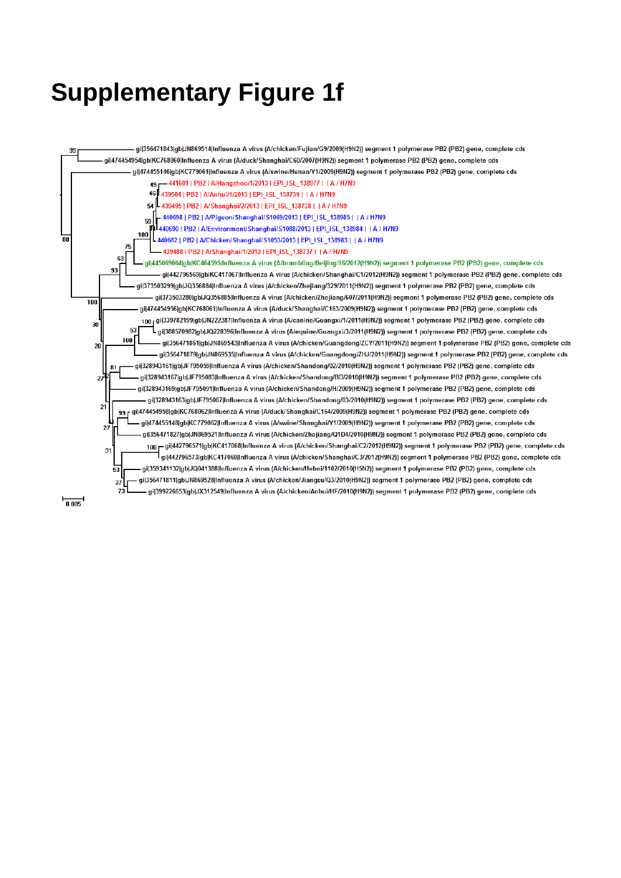# Supplementary Figure 1f

gi|356471843|gb|JN869514|Influenza A virus (A/chicken/Fujian/G9/2009(H9N2)) segment 1 polymerase PB2 (PB2) gene, complete cds
gi|474454954|gb|KC768060|Influenza A virus (A/duck/Shanghai/C60/2007(H9N2)) segment 1 polymerase PB2 (PB2) gene, complete cds
gi|474455146|gb|KC779061|Influenza A virus (A/swine/Henan/Y1/2009(H9N2)) segment 1 polymerase PB2 (PB2) gene, complete cds
441601 | PB2 | A/Hangzhou/1/2013 | EPI_ISL_138977 | | A / H7N9
439504 | PB2 | A/Anhui/1/2013 | EPI_ISL_138739 | | A / H7N9
439495 | PB2 | A/Shanghai/2/2013 | EPI_ISL_138738 | | A / H7N9
440698 | PB2 | A/Pigeon/Shanghai/S1069/2013 | EPI_ISL_138985 | | A / H7N9
440690 | PB2 | A/Environment/Shanghai/S1088/2013 | EPI_ISL_138984 | | A / H7N9
440682 | PB2 | A/Chicken/Shanghai/S1053/2013 | EPI_ISL_138983 | | A / H7N9
439488 | PB2 | A/Shanghai/1/2013 | EPI_ISL_138737 | | A / H7N9
gi|445069064|gb|KC464595|Influenza A virus (A/brambling/Beijing/16/2012(H9N2)) segment 1 polymerase PB2 (PB2) gene, complete cds
gi|442796569|gb|KC417067|Influenza A virus (A/chicken/Shanghai/C1/2012(H9N2)) segment 1 polymerase PB2 (PB2) gene, complete cds
gi|373503299|gb|JQ356884|Influenza A virus (A/chicken/Zhejiang/329/2011(H9N2)) segment 1 polymerase PB2 (PB2) gene, complete cds
gi|373503280|gb|JQ356885|Influenza A virus (A/chicken/Zhejiang/607/2011(H9N2)) segment 1 polymerase PB2 (PB2) gene, complete cds
gi|474454956|gb|KC768061|Influenza A virus (A/duck/Shanghai/C163/2009(H9N2)) segment 1 polymerase PB2 (PB2) gene, complete cds
gi|339782199|gb|JN222387|Influenza A virus (A/canine/Guangxi/1/2011(H9N2)) segment 1 polymerase PB2 (PB2) gene, complete cds
gi|388570982|gb|JQ228396|Influenza A virus (A/equine/Guangxi/3/2011(H9N2)) segment 1 polymerase PB2 (PB2) gene, complete cds
gi|356471861|gb|JN869543|Influenza A virus (A/chicken/Guangdong/ZCY/2011(H9N2)) segment 1 polymerase PB2 (PB2) gene, complete cds
gi|356471879|gb|JN869535|Influenza A virus (A/chicken/Guangdong/ZHJ/2011(H9N2)) segment 1 polymerase PB2 (PB2) gene, complete cds
gi|328943161|gb|JF795059|Influenza A virus (A/chicken/Shandong/02/2010(H9N2)) segment 1 polymerase PB2 (PB2) gene, complete cds
gi|328943167|gb|JF795083|Influenza A virus (A/chicken/Shandong/BD/2010(H9N2)) segment 1 polymerase PB2 (PB2) gene, complete cds
gi|328943169|gb|JF795091|Influenza A virus (A/chicken/Shandong/H/2009(H9N2)) segment 1 polymerase PB2 (PB2) gene, complete cds
gi|328943163|gb|JF795067|Influenza A virus (A/chicken/Shandong/03/2010(H9N2)) segment 1 polymerase PB2 (PB2) gene, complete cds
gi|474454958|gb|KC768062|Influenza A virus (A/duck/Shanghai/C164/2009(H9N2)) segment 1 polymerase PB2 (PB2) gene, complete cds
gi|474455148|gb|KC779062|Influenza A virus (A/swine/Shanghai/Y1/2009(H9N2)) segment 1 polymerase PB2 (PB2) gene, complete cds
gi|356471827|gb|JN869521|Influenza A virus (A/chicken/Zhejiang/Q1D4/2010(H9N2)) segment 1 polymerase PB2 (PB2) gene, complete cds
gi|442796571|gb|KC417068|Influenza A virus (A/chicken/Shanghai/C2/2012(H9N2)) segment 1 polymerase PB2 (PB2) gene, complete cds
gi|442796573|gb|KC417069|Influenza A virus (A/chicken/Shanghai/C3/2012(H9N2)) segment 1 polymerase PB2 (PB2) gene, complete cds
gi|359341132|gb|JQ041388|Influenza A virus (A/chicken/Hebei/1102/2010(H5N2)) segment 1 polymerase PB2 (PB2) gene, complete cds
gi|356471811|gb|JN869528|Influenza A virus (A/chicken/Jiangsu/Q3/2010(H9N2)) segment 1 polymerase PB2 (PB2) gene, complete cds
gi|399226653|gb|JX312549|Influenza A virus (A/chicken/Anhui/HF/2010(H9N2)) segment 1 polymerase PB2 (PB2) gene, complete cds

0.005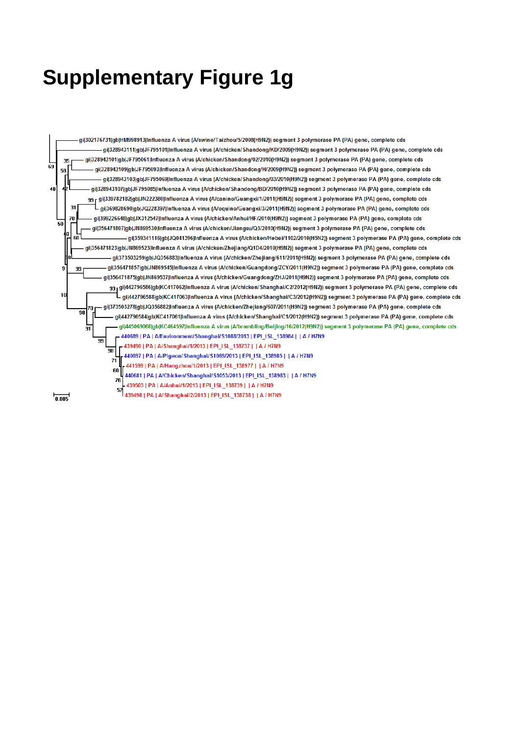# Supplementary Figure 1g

gi|302176731|gb|HM998913|Influenza A virus (A/swine/Taizhou/5/2008(H9N2)) segment 3 polymerase PA (PA) gene, complete cds

gi|328943111|gb|JF795101|Influenza A virus (A/chicken/Shandong/KD/2009(H9N2)) segment 3 polymerase PA (PA) gene, complete cds

gi|328943101|gb|JF795061|Influenza A virus (A/chicken/Shandong/02/2010(H9N2)) segment 3 polymerase PA (PA) gene, complete cds

gi|328943109|gb|JF795093|Influenza A virus (A/chicken/Shandong/H/2009(H9N2)) segment 3 polymerase PA (PA) gene, complete cds

gi|328943103|gb|JF795069|Influenza A virus (A/chicken/Shandong/03/2010(H9N2)) segment 3 polymerase PA (PA) gene, complete cds

gi|328943107|gb|JF795085|Influenza A virus (A/chicken/Shandong/BD/2010(H9N2)) segment 3 polymerase PA (PA) gene, complete cds

gi|339782182|gb|JN222380|Influenza A virus (A/canine/Guangxi/1/2011(H9N2)) segment 3 polymerase PA (PA) gene, complete cds

gi|369828690|gb|JQ228397|Influenza A virus (A/equine/Guangxi/3/2011(H9N2)) segment 3 polymerase PA (PA) gene, complete cds

gi|399226648|gb|JX312547|Influenza A virus (A/chicken/Anhui/HF/2010(H9N2)) segment 3 polymerase PA (PA) gene, complete cds

gi|356471807|gb|JN869530|Influenza A virus (A/chicken/Jiangsu/Q3/2010(H9N2)) segment 3 polymerase PA (PA) gene, complete cds

gi|359341116|gb|JQ041396|Influenza A virus (A/chicken/Hebei/1102/2010(H5N2)) segment 3 polymerase PA (PA) gene, complete cds

gi|356471823|gb|JN869523|Influenza A virus (A/chicken/Zhejiang/Q1D4/2010(H9N2)) segment 3 polymerase PA (PA) gene, complete cds

gi|373503259|gb|JQ356883|Influenza A virus (A/chicken/Zhejiang/611/2011(H9N2)) segment 3 polymerase PA (PA) gene, complete cds

gi|356471857|gb|JN869545|Influenza A virus (A/chicken/Guangdong/ZCY/2011(H9N2)) segment 3 polymerase PA (PA) gene, complete cds

gi|356471875|gb|JN869537|Influenza A virus (A/chicken/Guangdong/ZHJ/2011(H9N2)) segment 3 polymerase PA (PA) gene, complete cds

gi|442796586|gb|KC417062|Influenza A virus (A/chicken/Shanghai/C2/2012(H9N2)) segment 3 polymerase PA (PA) gene, complete cds

gi|442796588|gb|KC417063|Influenza A virus (A/chicken/Shanghai/C3/2012(H9N2)) segment 3 polymerase PA (PA) gene, complete cds

gi|373503278|gb|JQ356882|Influenza A virus (A/chicken/Zhejiang/607/2011(H9N2)) segment 3 polymerase PA (PA) gene, complete cds

gi|442796584|gb|KC417061|Influenza A virus (A/chicken/Shanghai/C1/2012(H9N2)) segment 3 polymerase PA (PA) gene, complete cds

gi|445069068|gb|KC464597|Influenza A virus (A/brambling/Beijing/16/2012(H9N2)) segment 3 polymerase PA (PA) gene, complete cds

440689 | PA | A/Environment/Shanghai/S1088/2013 | EPI_ISL_138984 | | A / H7N9

439490 | PA | A/Shanghai/1/2013 | EPI_ISL_138737 | | A / H7N9

440697 | PA | A/Pigeon/Shanghai/S1069/2013 | EPI_ISL_138985 | | A / H7N9

441599 | PA | A/Hangzhou/1/2013 | EPI_ISL_138977 | | A / H7N9

440681 | PA | A/Chicken/Shanghai/S1053/2013 | EPI_ISL_138983 | | A / H7N9

439503 | PA | A/Anhui/1/2013 | EPI_ISL_138739 | | A / H7N9

439498 | PA | A/Shanghai/2/2013 | EPI_ISL_138738 | | A / H7N9

0.005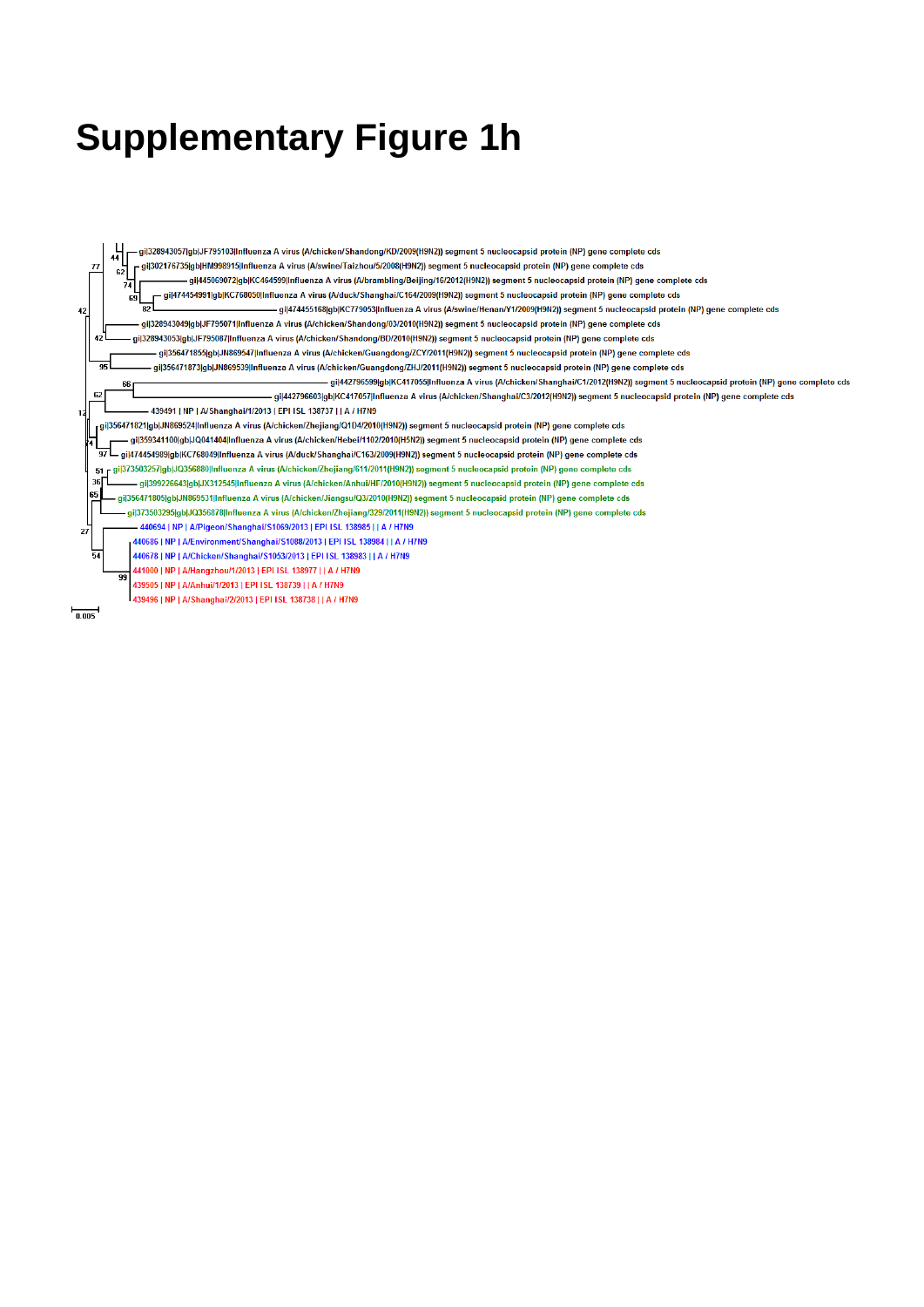# Supplementary Figure 1h

gi|328943057|gb|JF795103|Influenza A virus (A/chicken/Shandong/KD/2009(H9N2)) segment 5 nucleocapsid protein (NP) gene complete cds

gi|302176735|gb|HM998915|Influenza A virus (A/swine/Taizhou/5/2008(H9N2)) segment 5 nucleocapsid protein (NP) gene complete cds

gi|445069072|gb|KC464599|Influenza A virus (A/brambling/Beijing/16/2012(H9N2)) segment 5 nucleocapsid protein (NP) gene complete cds

gi|474454991|gb|KC768050|Influenza A virus (A/duck/Shanghai/C164/2009(H9N2)) segment 5 nucleocapsid protein (NP) gene complete cds

gi|474455168|gb|KC779053|Influenza A virus (A/swine/Henan/Y1/2009(H9N2)) segment 5 nucleocapsid protein (NP) gene complete cds

gi|328943049|gb|JF795071|Influenza A virus (A/chicken/Shandong/03/2010(H9N2)) segment 5 nucleocapsid protein (NP) gene complete cds

gi|328943053|gb|JF795087|Influenza A virus (A/chicken/Shandong/BD/2010(H9N2)) segment 5 nucleocapsid protein (NP) gene complete cds

gi|356471855|gb|JN869547|Influenza A virus (A/chicken/Guangdong/ZCY/2011(H9N2)) segment 5 nucleocapsid protein (NP) gene complete cds

gi|356471873|gb|JN869539|Influenza A virus (A/chicken/Guangdong/ZHJ/2011(H9N2)) segment 5 nucleocapsid protein (NP) gene complete cds

gi|442796599|gb|KC417055|Influenza A virus (A/chicken/Shanghai/C1/2012(H9N2)) segment 5 nucleocapsid protein (NP) gene complete cds

gi|442796603|gb|KC417057|Influenza A virus (A/chicken/Shanghai/C3/2012(H9N2)) segment 5 nucleocapsid protein (NP) gene complete cds

439491 | NP | A/Shanghai/1/2013 | EPI ISL 138737 | | A / H7N9

gi|356471821|gb|JN869524|Influenza A virus (A/chicken/Zhejiang/Q1D4/2010(H9N2)) segment 5 nucleocapsid protein (NP) gene complete cds

gi|359341100|gb|JQ041404|Influenza A virus (A/chicken/Hebei/1102/2010(H5N2)) segment 5 nucleocapsid protein (NP) gene complete cds

gi|474454989|gb|KC768049|Influenza A virus (A/duck/Shanghai/C163/2009(H9N2)) segment 5 nucleocapsid protein (NP) gene complete cds

gi|373503257|gb|JQ356880|Influenza A virus (A/chicken/Zhejiang/611/2011(H9N2)) segment 5 nucleocapsid protein (NP) gene complete cds

gi|399226643|gb|JX312545|Influenza A virus (A/chicken/Anhui/HF/2010(H9N2)) segment 5 nucleocapsid protein (NP) gene complete cds

gi|356471805|gb|JN869531|Influenza A virus (A/chicken/Jiangsu/Q3/2010(H9N2)) segment 5 nucleocapsid protein (NP) gene complete cds

gi|373503295|gb|JQ356878|Influenza A virus (A/chicken/Zhejiang/329/2011(H9N2)) segment 5 nucleocapsid protein (NP) gene complete cds

440694 | NP | A/Pigeon/Shanghai/S1069/2013 | EPI ISL 138985 | | A / H7N9

440686 | NP | A/Environment/Shanghai/S1088/2013 | EPI ISL 138984 | | A / H7N9

440678 | NP | A/Chicken/Shanghai/S1053/2013 | EPI ISL 138983 | | A / H7N9

441000 | NP | A/Hangzhou/1/2013 | EPI ISL 138977 | | A / H7N9

439505 | NP | A/Anhui/1/2013 | EPI ISL 138739 | | A / H7N9

439496 | NP | A/Shanghai/2/2013 | EPI ISL 138738 | | A / H7N9

0.005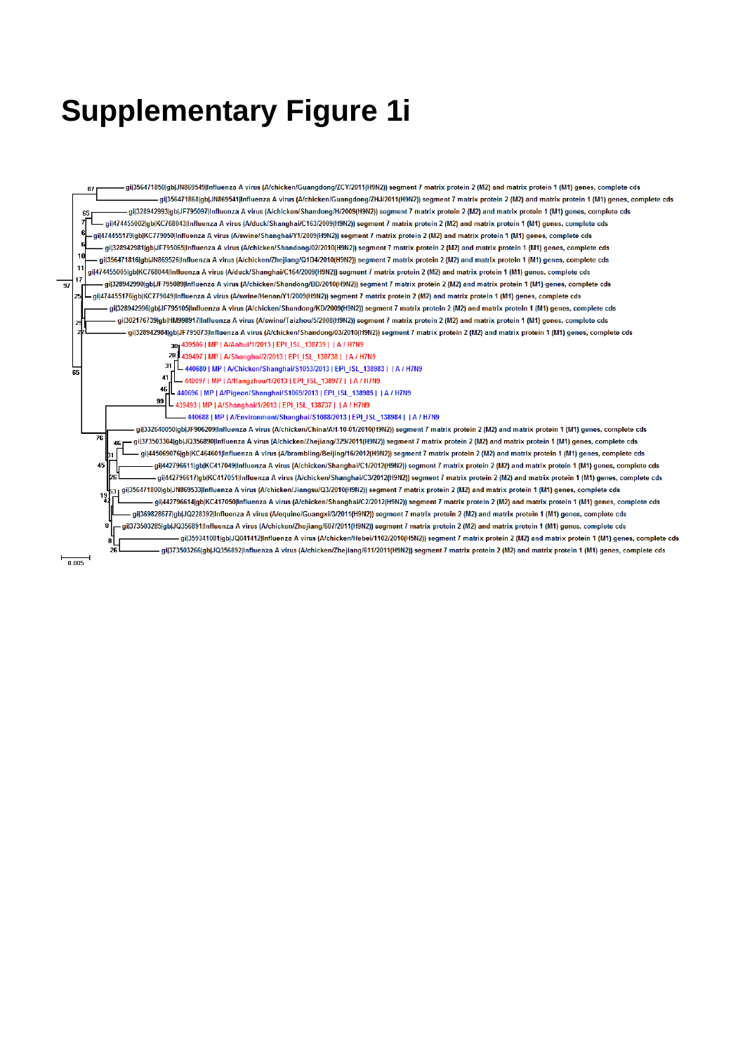# Supplementary Figure 1i

gi|356471850|gb|JN869549|Influenza A virus (A/chicken/Guangdong/ZCY/2011(H9N2)) segment 7 matrix protein 2 (M2) and matrix protein 1 (M1) genes, complete cds

gi|356471868|gb|JN869541|Influenza A virus (A/chicken/Guangdong/ZHJ/2011(H9N2)) segment 7 matrix protein 2 (M2) and matrix protein 1 (M1) genes, complete cds

gi|328942993|gb|JF795097|Influenza A virus (A/chicken/Shandong/H/2009(H9N2)) segment 7 matrix protein 2 (M2) and matrix protein 1 (M1) genes, complete cds

gi|474455002|gb|KC768043|Influenza A virus (A/duck/Shanghai/C163/2009(H9N2)) segment 7 matrix protein 2 (M2) and matrix protein 1 (M1) genes, complete cds

gi|474455179|gb|KC779050|Influenza A virus (A/swine/Shanghai/Y1/2009(H9N2)) segment 7 matrix protein 2 (M2) and matrix protein 1 (M1) genes, complete cds

gi|328942981|gb|JF795065|Influenza A virus (A/chicken/Shandong/02/2010(H9N2)) segment 7 matrix protein 2 (M2) and matrix protein 1 (M1) genes, complete cds

gi|356471816|gb|JN869526|Influenza A virus (A/chicken/Zhejiang/Q1D4/2010(H9N2)) segment 7 matrix protein 2 (M2) and matrix protein 1 (M1) genes, complete cds

gi|474455005|gb|KC768044|Influenza A virus (A/duck/Shanghai/C164/2009(H9N2)) segment 7 matrix protein 2 (M2) and matrix protein 1 (M1) genes, complete cds

gi|328942990|gb|JF795089|Influenza A virus (A/chicken/Shandong/BD/2010(H9N2)) segment 7 matrix protein 2 (M2) and matrix protein 1 (M1) genes, complete cds

gi|474455176|gb|KC779049|Influenza A virus (A/swine/Henan/Y1/2009(H9N2)) segment 7 matrix protein 2 (M2) and matrix protein 1 (M1) genes, complete cds

gi|328942996|gb|JF795105|Influenza A virus (A/chicken/Shandong/KD/2009(H9N2)) segment 7 matrix protein 2 (M2) and matrix protein 1 (M1) genes, complete cds

gi|302176739|gb|HM998917|Influenza A virus (A/swine/Taizhou/5/2008(H9N2)) segment 7 matrix protein 2 (M2) and matrix protein 1 (M1) genes, complete cds

gi|328942984|gb|JF795073|Influenza A virus (A/chicken/Shandong/03/2010(H9N2)) segment 7 matrix protein 2 (M2) and matrix protein 1 (M1) genes, complete cds

439506 | MP | A/Anhui/1/2013 | EPI_ISL_138739 | | A / H7N9

439497 | MP | A/Shanghai/2/2013 | EPI_ISL_138738 | | A / H7N9

440680 | MP | A/Chicken/Shanghai/S1053/2013 | EPI_ISL_138983 | | A / H7N9

440097 | MP | A/Hangzhou/1/2013 | EPI_ISL_138977 | | A / H7N9

440696 | MP | A/Pigeon/Shanghai/S1069/2013 | EPI_ISL_138985 | | A / H7N9

439493 | MP | A/Shanghai/1/2013 | EPI_ISL_138737 | | A / H7N9

440688 | MP | A/Environment/Shanghai/S1088/2013 | EPI_ISL_138984 | | A / H7N9

gi|332640050|gb|JF906209|Influenza A virus (A/chicken/China/AH-10-01/2010(H9N2)) segment 7 matrix protein 2 (M2) and matrix protein 1 (M1) genes, complete cds

gi|373503304|gb|JQ356890|Influenza A virus (A/chicken/Zhejiang/329/2011(H9N2)) segment 7 matrix protein 2 (M2) and matrix protein 1 (M1) genes, complete cds

gi|445069076|gb|KC464601|Influenza A virus (A/brambling/Beijing/16/2012(H9N2)) segment 7 matrix protein 2 (M2) and matrix protein 1 (M1) genes, complete cds

gi|442796611|gb|KC417049|Influenza A virus (A/chicken/Shanghai/C1/2012(H9N2)) segment 7 matrix protein 2 (M2) and matrix protein 1 (M1) genes, complete cds

gi|442796617|gb|KC417051|Influenza A virus (A/chicken/Shanghai/C3/2012(H9N2)) segment 7 matrix protein 2 (M2) and matrix protein 1 (M1) genes, complete cds

gi|356471800|gb|JN869533|Influenza A virus (A/chicken/Jiangsu/Q3/2010(H9N2)) segment 7 matrix protein 2 (M2) and matrix protein 1 (M1) genes, complete cds

gi|442796614|gb|KC417050|Influenza A virus (A/chicken/Shanghai/C2/2012(H9N2)) segment 7 matrix protein 2 (M2) and matrix protein 1 (M1) genes, complete cds

gi|369828677|gb|JQ228392|Influenza A virus (A/equine/Guangxi/3/2011(H9N2)) segment 7 matrix protein 2 (M2) and matrix protein 1 (M1) genes, complete cds

gi|373503285|gb|JQ356891|Influenza A virus (A/chicken/Zhejiang/607/2011(H9N2)) segment 7 matrix protein 2 (M2) and matrix protein 1 (M1) genes, complete cds

gi|359341081|gb|JQ041412|Influenza A virus (A/chicken/Hebei/1102/2010(H5N2)) segment 7 matrix protein 2 (M2) and matrix protein 1 (M1) genes, complete cds

gi|373503266|gb|JQ356892|Influenza A virus (A/chicken/Zhejiang/611/2011(H9N2)) segment 7 matrix protein 2 (M2) and matrix protein 1 (M1) genes, complete cds

0.005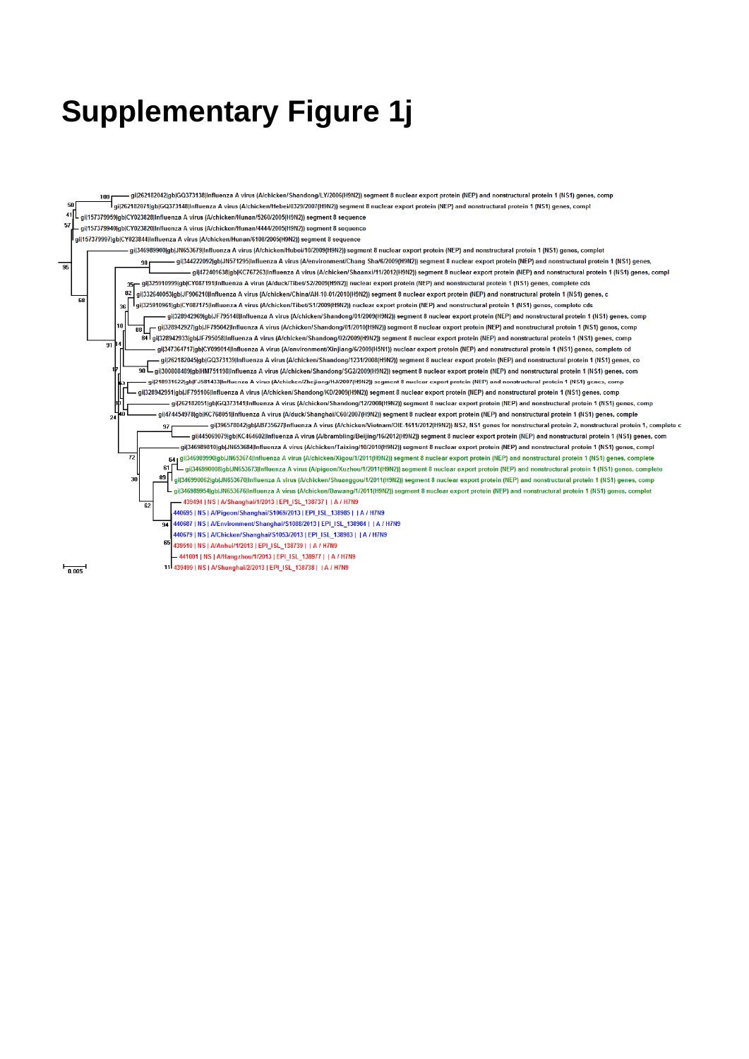# Supplementary Figure 1j

100 gi|262182042|gb|GQ373138|Influenza A virus (A/chicken/Shandong/LY/2006(H9N2)) segment 8 nuclear export protein (NEP) and nonstructural protein 1 (NS1) genes, comp

50 gi|262182071|gb|GQ373148|Influenza A virus (A/chicken/Hebei/0329/2007(H9N2)) segment 8 nuclear export protein (NEP) and nonstructural protein 1 (NS1) genes, compl

41 gi|157379959|gb|CY023828|Influenza A virus (A/chicken/Hunan/5260/2005(H9N2)) segment 8 sequence

57 gi|157379940|gb|CY023820|Influenza A virus (A/chicken/Hunan/4444/2005(H9N2)) segment 8 sequence

gi|157379997|gb|CY023844|Influenza A virus (A/chicken/Hunan/6108/2005(H9N2)) segment 8 sequence

gi|346989900|gb|JN653679|Influenza A virus (A/chicken/Hubei/10/2009(H9N2)) segment 8 nuclear export protein (NEP) and nonstructural protein 1 (NS1) genes, complet

95

98 gi|344222092|gb|JN571295|Influenza A virus (A/environment/Chang Sha/6/2009(H9N2)) segment 8 nuclear export protein (NEP) and nonstructural protein 1 (NS1) genes,

gi|472401638|gb|KC767263|Influenza A virus (A/chicken/Shaanxi/11/2012(H9N2)) segment 8 nuclear export protein (NEP) and nonstructural protein 1 (NS1) genes, compl

35 gi|325910999|gb|CY087191|Influenza A virus (A/duck/Tibet/S2/2009(H9N2)) nuclear export protein (NEP) and nonstructural protein 1 (NS1) genes, complete cds

68

82 gi|332640053|gb|JF906210|Influenza A virus (A/chicken/China/AH-10-01/2010(H9N2)) segment 8 nuclear export protein (NEP) and nonstructural protein 1 (NS1) genes, c

36 gi|325910961|gb|CY087175|Influenza A virus (A/chicken/Tibet/S1/2009(H9N2)) nuclear export protein (NEP) and nonstructural protein 1 (NS1) genes, complete cds

gi|328942969|gb|JF795148|Influenza A virus (A/chicken/Shandong/01/2009(H9N2)) segment 8 nuclear export protein (NEP) and nonstructural protein 1 (NS1) genes, comp

10

88 gi|328942927|gb|JF795042|Influenza A virus (A/chicken/Shandong/01/2010(H9N2)) segment 8 nuclear export protein (NEP) and nonstructural protein 1 (NS1) genes, comp

84 gi|328942933|gb|JF795058|Influenza A virus (A/chicken/Shandong/02/2009(H9N2)) segment 8 nuclear export protein (NEP) and nonstructural protein 1 (NS1) genes, comp

91 14 gi|347364717|gb|CY099014|Influenza A virus (A/environment/Xinjiang/6/2009(H5N1)) nuclear export protein (NEP) and nonstructural protein 1 (NS1) genes, complete cd

gi|262182045|gb|GQ373139|Influenza A virus (A/chicken/Shandong/1231/2008(H9N2)) segment 8 nuclear export protein (NEP) and nonstructural protein 1 (NS1) genes, co

17

90 gi|300808489|gb|HM751198|Influenza A virus (A/chicken/Shandong/SG2/2009(H9N2)) segment 8 nuclear export protein (NEP) and nonstructural protein 1 (NS1) genes, com

63 gi|218931622|gb|FJ581433|Influenza A virus (A/chicken/Zhejiang/HJ/2007(H9N2)) segment 8 nuclear export protein (NEP) and nonstructural protein 1 (NS1) genes, comp

gi|328942951|gb|JF795106|Influenza A virus (A/chicken/Shandong/KD/2009(H9N2)) segment 8 nuclear export protein (NEP) and nonstructural protein 1 (NS1) genes, comp

8 gi|262182051|gb|GQ373141|Influenza A virus (A/chicken/Shandong/12/2008(H9N2)) segment 8 nuclear export protein (NEP) and nonstructural protein 1 (NS1) genes, comp

24 40 gi|474454978|gb|KC768051|Influenza A virus (A/duck/Shanghai/C60/2007(H9N2)) segment 8 nuclear export protein (NEP) and nonstructural protein 1 (NS1) genes, comple

97 gi|396578042|gb|AB735627|Influenza A virus (A/chicken/Vietnam/OIE-1611/2012(H9N2)) NS2, NS1 genes for nonstructural protein 2, nonstructural protein 1, complete c

gi|445069079|gb|KC464602|Influenza A virus (A/brambling/Beijing/16/2012(H9N2)) segment 8 nuclear export protein (NEP) and nonstructural protein 1 (NS1) genes, com

gi|346989810|gb|JN653684|Influenza A virus (A/chicken/Taixing/10/2010(H9N2)) segment 8 nuclear export protein (NEP) and nonstructural protein 1 (NS1) genes, compl

72

64 gi|346989990|gb|JN653674|Influenza A virus (A/chicken/Xigou/1/2011(H9N2)) segment 8 nuclear export protein (NEP) and nonstructural protein 1 (NS1) genes, complete

61 gi|346990008|gb|JN653673|Influenza A virus (A/pigeon/Xuzhou/1/2011(H9N2)) segment 8 nuclear export protein (NEP) and nonstructural protein 1 (NS1) genes, complete

30

89 gi|346990062|gb|JN653670|Influenza A virus (A/chicken/Shuanggou/1/2011(H9N2)) segment 8 nuclear export protein (NEP) and nonstructural protein 1 (NS1) genes, comp

gi|346989954|gb|JN653676|Influenza A virus (A/chicken/Dawang/1/2011(H9N2)) segment 8 nuclear export protein (NEP) and nonstructural protein 1 (NS1) genes, complet

439494 | NS | A/Shanghai/1/2013 | EPI_ISL_138737 | | A / H7N9

62

440695 | NS | A/Pigeon/Shanghai/S1069/2013 | EPI_ISL_138985 | | A / H7N9

94 440687 | NS | A/Environment/Shanghai/S1088/2013 | EPI_ISL_138984 | | A / H7N9

440679 | NS | A/Chicken/Shanghai/S1053/2013 | EPI_ISL_138983 | | A / H7N9

65 439510 | NS | A/Anhui/1/2013 | EPI_ISL_138739 | | A / H7N9

441001 | NS | A/Hangzhou/1/2013 | EPI_ISL_138977 | | A / H7N9

11 439499 | NS | A/Shanghai/2/2013 | EPI_ISL_138738 | | A / H7N9

0.005